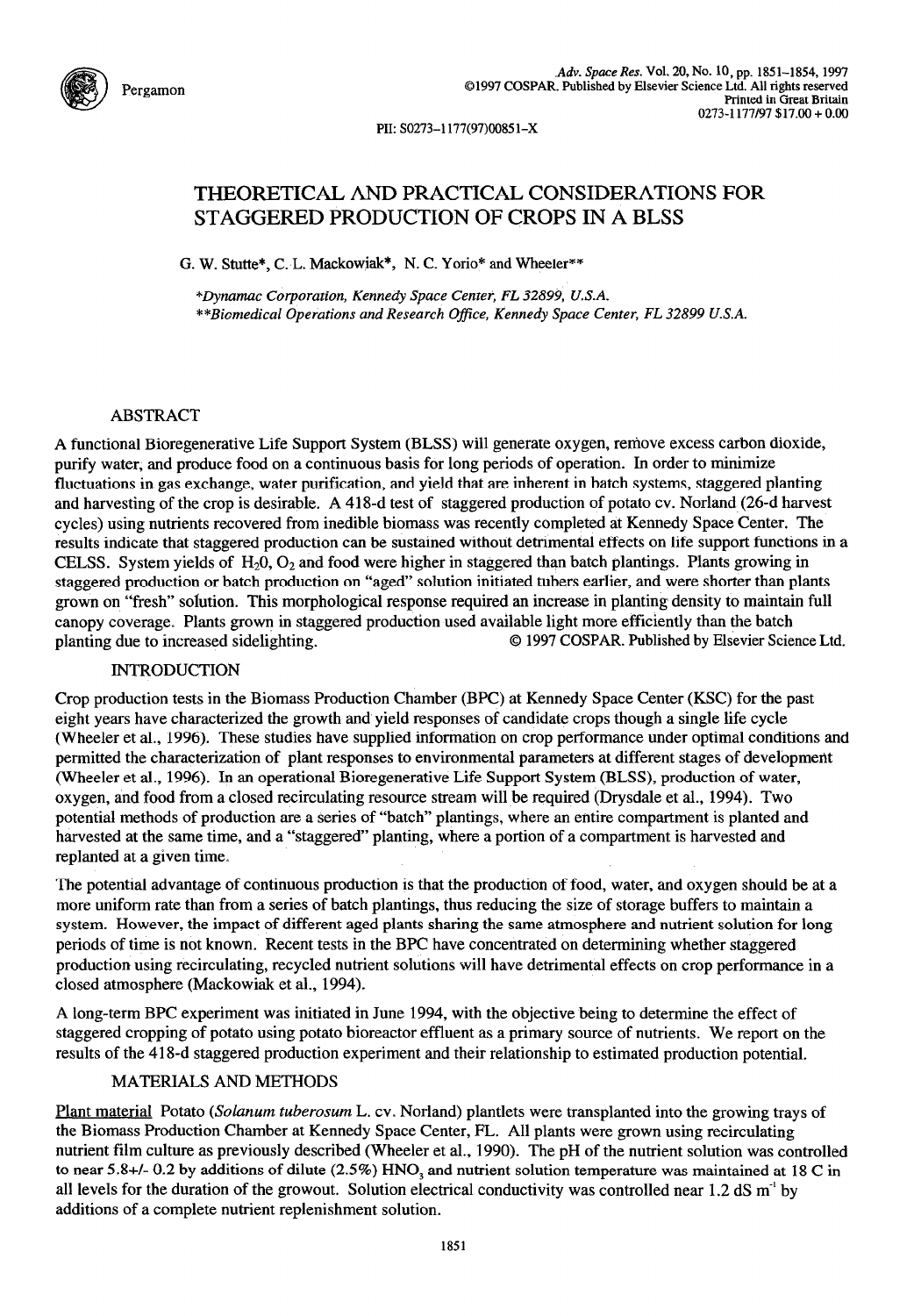PII: S0273-1177(97)00851-X

# THEORETICAL AND PRACTICAL CONSIDERATIONS FOR STAGGERED PRODUCTION OF CROPS IN A BLSS

G. W. Stutte*, C. L. Mackowiak*, N. C. Yorio* and Wheeler**

*\*Dynamac Corporation, Kennedy Space Center, FL 32899, U.S.A.*
*\*\*Biomedical Operations and Research Office, Kennedy Space Center, FL 32899 U.S.A.*

## ABSTRACT

A functional Bioregenerative Life Support System (BLSS) will generate oxygen, remove excess carbon dioxide, purify water, and produce food on a continuous basis for long periods of operation. In order to minimize fluctuations in gas exchange, water purification, and yield that are inherent in batch systems, staggered planting and harvesting of the crop is desirable. A 418-d test of staggered production of potato cv. Norland (26-d harvest cycles) using nutrients recovered from inedible biomass was recently completed at Kennedy Space Center. The results indicate that staggered production can be sustained without detrimental effects on life support functions in a CELSS. System yields of $H_2O$, $O_2$ and food were higher in staggered than batch plantings. Plants growing in staggered production or batch production on "aged" solution initiated tubers earlier, and were shorter than plants grown on "fresh" solution. This morphological response required an increase in planting density to maintain full canopy coverage. Plants grown in staggered production used available light more efficiently than the batch planting due to increased sidelighting. © 1997 COSPAR. Published by Elsevier Science Ltd.

## INTRODUCTION

Crop production tests in the Biomass Production Chamber (BPC) at Kennedy Space Center (KSC) for the past eight years have characterized the growth and yield responses of candidate crops though a single life cycle (Wheeler et al., 1996). These studies have supplied information on crop performance under optimal conditions and permitted the characterization of plant responses to environmental parameters at different stages of development (Wheeler et al., 1996). In an operational Bioregenerative Life Support System (BLSS), production of water, oxygen, and food from a closed recirculating resource stream will be required (Drysdale et al., 1994). Two potential methods of production are a series of "batch" plantings, where an entire compartment is planted and harvested at the same time, and a "staggered" planting, where a portion of a compartment is harvested and replanted at a given time.

The potential advantage of continuous production is that the production of food, water, and oxygen should be at a more uniform rate than from a series of batch plantings, thus reducing the size of storage buffers to maintain a system. However, the impact of different aged plants sharing the same atmosphere and nutrient solution for long periods of time is not known. Recent tests in the BPC have concentrated on determining whether staggered production using recirculating, recycled nutrient solutions will have detrimental effects on crop performance in a closed atmosphere (Mackowiak et al., 1994).

A long-term BPC experiment was initiated in June 1994, with the objective being to determine the effect of staggered cropping of potato using potato bioreactor effluent as a primary source of nutrients. We report on the results of the 418-d staggered production experiment and their relationship to estimated production potential.

## MATERIALS AND METHODS

Plant material Potato (*Solanum tuberosum* L. cv. Norland) plantlets were transplanted into the growing trays of the Biomass Production Chamber at Kennedy Space Center, FL. All plants were grown using recirculating nutrient film culture as previously described (Wheeler et al., 1990). The pH of the nutrient solution was controlled to near 5.8+/- 0.2 by additions of dilute (2.5%) $HNO_3$ and nutrient solution temperature was maintained at 18 C in all levels for the duration of the growout. Solution electrical conductivity was controlled near 1.2 dS $m^{-1}$ by additions of a complete nutrient replenishment solution.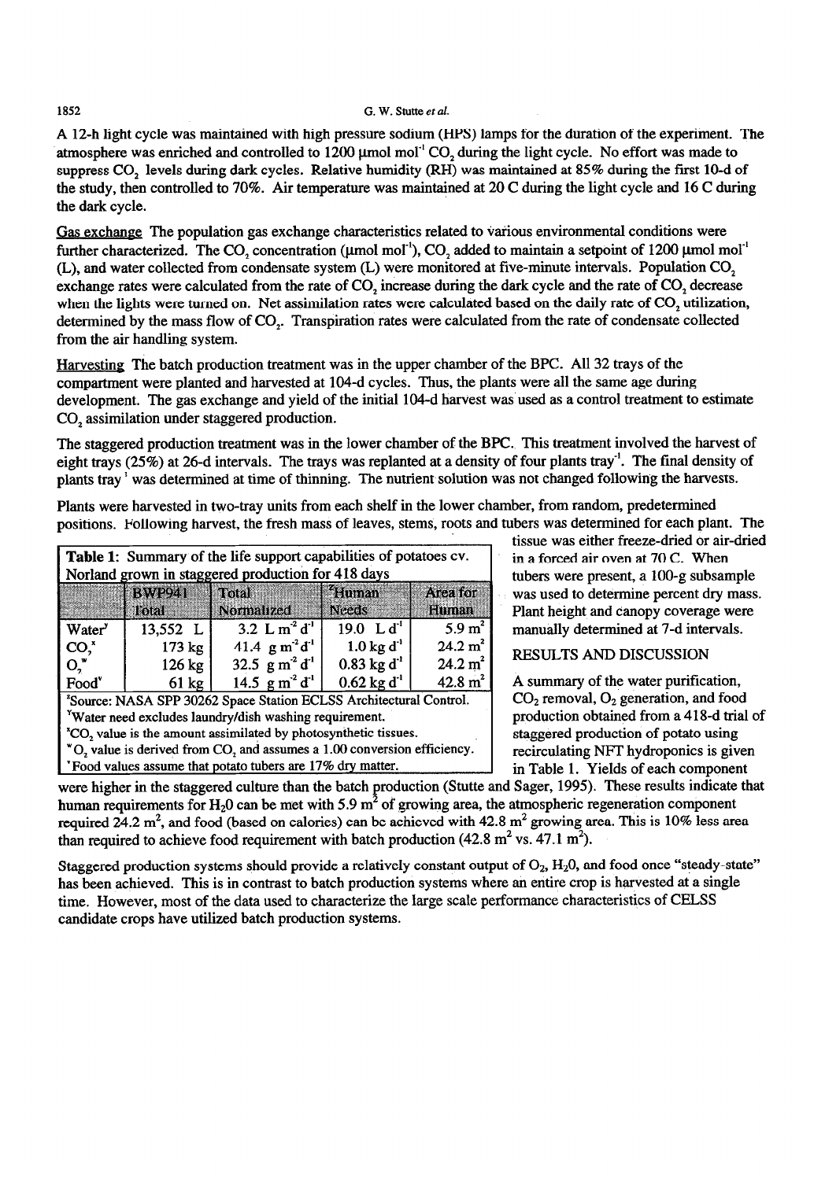A 12-h light cycle was maintained with high pressure sodium (HPS) lamps for the duration of the experiment. The atmosphere was enriched and controlled to 1200 μmol mol$^{-1}$ $CO_2$ during the light cycle. No effort was made to suppress $CO_2$ levels during dark cycles. Relative humidity (RH) was maintained at 85% during the first 10-d of the study, then controlled to 70%. Air temperature was maintained at 20 C during the light cycle and 16 C during the dark cycle.

Gas exchange The population gas exchange characteristics related to various environmental conditions were further characterized. The $CO_2$ concentration (μmol mol$^{-1}$), $CO_2$ added to maintain a setpoint of 1200 μmol mol$^{-1}$ (L), and water collected from condensate system (L) were monitored at five-minute intervals. Population $CO_2$ exchange rates were calculated from the rate of $CO_2$ increase during the dark cycle and the rate of $CO_2$ decrease when the lights were turned on. Net assimilation rates were calculated based on the daily rate of $CO_2$ utilization, determined by the mass flow of $CO_2$. Transpiration rates were calculated from the rate of condensate collected from the air handling system.

Harvesting The batch production treatment was in the upper chamber of the BPC. All 32 trays of the compartment were planted and harvested at 104-d cycles. Thus, the plants were all the same age during development. The gas exchange and yield of the initial 104-d harvest was used as a control treatment to estimate $CO_2$ assimilation under staggered production.

The staggered production treatment was in the lower chamber of the BPC. This treatment involved the harvest of eight trays (25%) at 26-d intervals. The trays was replanted at a density of four plants tray$^{-1}$. The final density of plants tray$^{-1}$ was determined at time of thinning. The nutrient solution was not changed following the harvests.

Plants were harvested in two-tray units from each shelf in the lower chamber, from random, predetermined positions. Following harvest, the fresh mass of leaves, stems, roots and tubers was determined for each plant. The tissue was either freeze-dried or air-dried in a forced air oven at 70 C. When tubers were present, a 100-g subsample was used to determine percent dry mass. Plant height and canopy coverage were manually determined at 7-d intervals.

**Table 1:** Summary of the life support capabilities of potatoes cv. Norland grown in staggered production for 418 days

| | BWP941 Total | Total Normalized | [z]Human Needs | Area for Human |
|---|---|---|---|---|
| Water[y] | 13,552 L | 3.2 L m$^{-2}$ d$^{-1}$ | 19.0 L d$^{-1}$ | 5.9 m$^2$ |
| $CO_2$[x] | 173 kg | 41.4 g m$^{-2}$ d$^{-1}$ | 1.0 kg d$^{-1}$ | 24.2 m$^2$ |
| $O_2$[w] | 126 kg | 32.5 g m$^{-2}$ d$^{-1}$ | 0.83 kg d$^{-1}$ | 24.2 m$^2$ |
| Food[v] | 61 kg | 14.5 g m$^{-2}$ d$^{-1}$ | 0.62 kg d$^{-1}$ | 42.8 m$^2$ |

[z]Source: NASA SPP 30262 Space Station ECLSS Architectural Control.
[y]Water need excludes laundry/dish washing requirement.
[x]$CO_2$ value is the amount assimilated by photosynthetic tissues.
[w]$O_2$ value is derived from $CO_2$ and assumes a 1.00 conversion efficiency.
[v]Food values assume that potato tubers are 17% dry matter.

## RESULTS AND DISCUSSION

A summary of the water purification, $CO_2$ removal, $O_2$ generation, and food production obtained from a 418-d trial of staggered production of potato using recirculating NFT hydroponics is given in Table 1. Yields of each component were higher in the staggered culture than the batch production (Stutte and Sager, 1995). These results indicate that human requirements for $H_2O$ can be met with 5.9 m$^2$ of growing area, the atmospheric regeneration component required 24.2 m$^2$, and food (based on calories) can be achieved with 42.8 m$^2$ growing area. This is 10% less area than required to achieve food requirement with batch production (42.8 m$^2$ vs. 47.1 m$^2$).

Staggered production systems should provide a relatively constant output of $O_2$, $H_2O$, and food once "steady-state" has been achieved. This is in contrast to batch production systems where an entire crop is harvested at a single time. However, most of the data used to characterize the large scale performance characteristics of CELSS candidate crops have utilized batch production systems.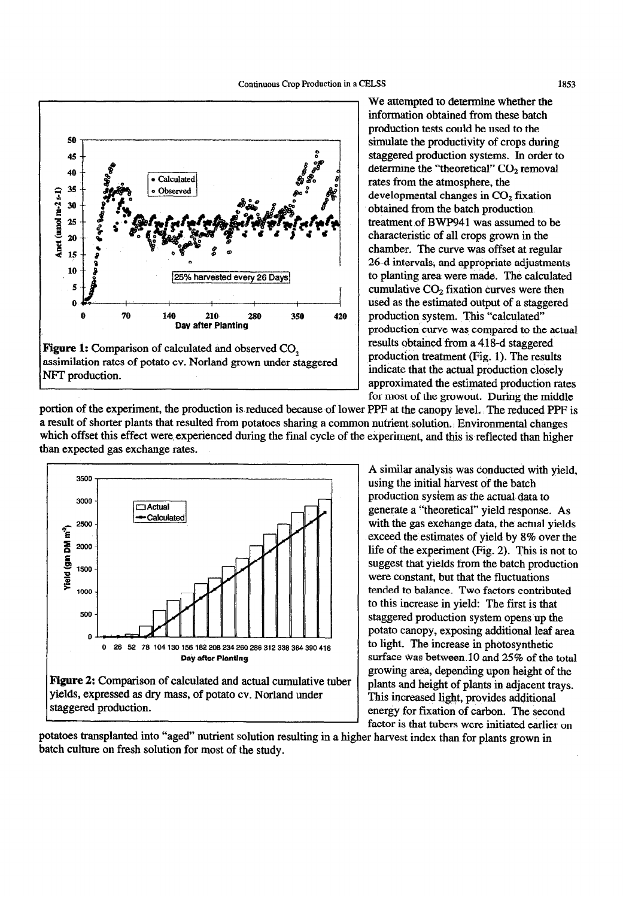We attempted to determine whether the information obtained from these batch production tests could be used to the simulate the productivity of crops during staggered production systems. In order to determine the "theoretical" $CO_2$ removal rates from the atmosphere, the developmental changes in $CO_2$ fixation obtained from the batch production treatment of BWP941 was assumed to be characteristic of all crops grown in the chamber. The curve was offset at regular 26-d intervals, and appropriate adjustments to planting area were made. The calculated cumulative $CO_2$ fixation curves were then used as the estimated output of a staggered production system. This "calculated" production curve was compared to the actual results obtained from a 418-d staggered production treatment (Fig. 1). The results indicate that the actual production closely approximated the estimated production rates for most of the growout. During the middle portion of the experiment, the production is reduced because of lower PPF at the canopy level. The reduced PPF is a result of shorter plants that resulted from potatoes sharing a common nutrient solution. Environmental changes which offset this effect were experienced during the final cycle of the experiment, and this is reflected than higher than expected gas exchange rates.

**Figure 1:** Comparison of calculated and observed $CO_2$ assimilation rates of potato cv. Norland grown under staggered NFT production.

A similar analysis was conducted with yield, using the initial harvest of the batch production system as the actual data to generate a "theoretical" yield response. As with the gas exchange data, the actual yields exceed the estimates of yield by 8% over the life of the experiment (Fig. 2). This is not to suggest that yields from the batch production were constant, but that the fluctuations tended to balance. Two factors contributed to this increase in yield: The first is that staggered production system opens up the potato canopy, exposing additional leaf area to light. The increase in photosynthetic surface was between 10 and 25% of the total growing area, depending upon height of the plants and height of plants in adjacent trays. This increased light, provides additional energy for fixation of carbon. The second factor is that tubers were initiated earlier on potatoes transplanted into "aged" nutrient solution resulting in a higher harvest index than for plants grown in batch culture on fresh solution for most of the study.

**Figure 2:** Comparison of calculated and actual cumulative tuber yields, expressed as dry mass, of potato cv. Norland under staggered production.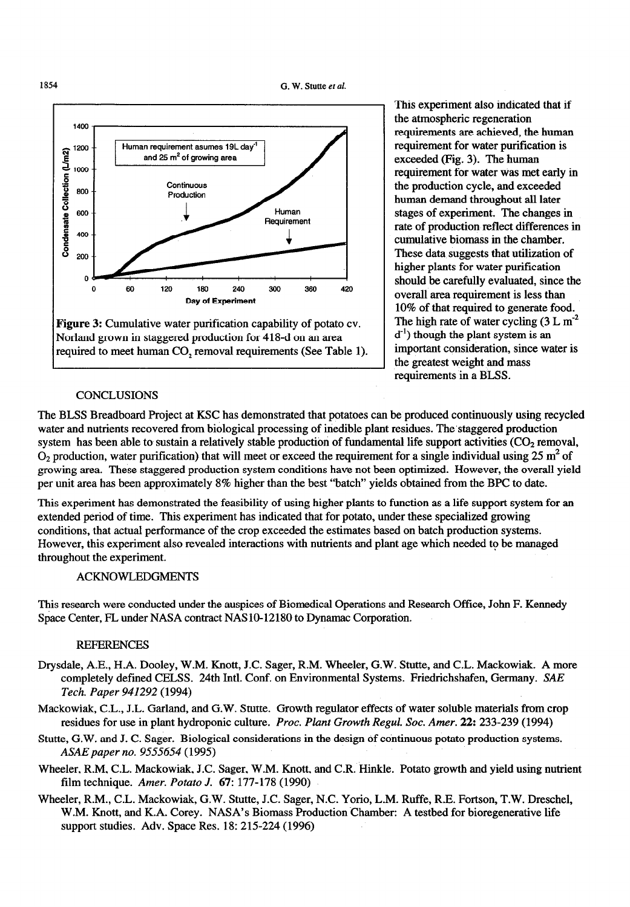1400

1200

1000

800

600

400

200

0

Condensate Collection (L/m2)

Human requirement asumes 19L day$^{-1}$ and 25 m$^2$ of growing area

Continuous Production

Human Requirement

0 60 120 180 240 300 360 420

Day of Experiment

**Figure 3:** Cumulative water purification capability of potato cv. Norland grown in staggered production for 418-d on an area required to meet human $CO_2$ removal requirements (See Table 1).

This experiment also indicated that if the atmospheric regeneration requirements are achieved, the human requirement for water purification is exceeded (Fig. 3). The human requirement for water was met early in the production cycle, and exceeded human demand throughout all later stages of experiment. The changes in rate of production reflect differences in cumulative biomass in the chamber. These data suggests that utilization of higher plants for water purification should be carefully evaluated, since the overall area requirement is less than 10% of that required to generate food. The high rate of water cycling (3 L m$^{-2}$ d$^{-1}$) though the plant system is an important consideration, since water is the greatest weight and mass requirements in a BLSS.

## CONCLUSIONS

The BLSS Breadboard Project at KSC has demonstrated that potatoes can be produced continuously using recycled water and nutrients recovered from biological processing of inedible plant residues. The staggered production system has been able to sustain a relatively stable production of fundamental life support activities ($CO_2$ removal, $O_2$ production, water purification) that will meet or exceed the requirement for a single individual using 25 m$^2$ of growing area. These staggered production system conditions have not been optimized. However, the overall yield per unit area has been approximately 8% higher than the best "batch" yields obtained from the BPC to date.

This experiment has demonstrated the feasibility of using higher plants to function as a life support system for an extended period of time. This experiment has indicated that for potato, under these specialized growing conditions, that actual performance of the crop exceeded the estimates based on batch production systems. However, this experiment also revealed interactions with nutrients and plant age which needed to be managed throughout the experiment.

## ACKNOWLEDGMENTS

This research were conducted under the auspices of Biomedical Operations and Research Office, John F. Kennedy Space Center, FL under NASA contract NAS10-12180 to Dynamac Corporation.

## REFERENCES

Drysdale, A.E., H.A. Dooley, W.M. Knott, J.C. Sager, R.M. Wheeler, G.W. Stutte, and C.L. Mackowiak. A more completely defined CELSS. 24th Intl. Conf. on Environmental Systems. Friedrichshafen, Germany. *SAE Tech. Paper 941292* (1994)

Mackowiak, C.L., J.L. Garland, and G.W. Stutte. Growth regulator effects of water soluble materials from crop residues for use in plant hydroponic culture. *Proc. Plant Growth Regul. Soc. Amer.* **22:** 233-239 (1994)

Stutte, G.W. and J. C. Sager. Biological considerations in the design of continuous potato production systems. *ASAE paper no. 9555654* (1995)

Wheeler, R.M, C.L. Mackowiak, J.C. Sager, W.M. Knott, and C.R. Hinkle. Potato growth and yield using nutrient film technique. *Amer. Potato J.* **67**: 177-178 (1990)

Wheeler, R.M., C.L. Mackowiak, G.W. Stutte, J.C. Sager, N.C. Yorio, L.M. Ruffe, R.E. Fortson, T.W. Dreschel, W.M. Knott, and K.A. Corey. NASA's Biomass Production Chamber: A testbed for bioregenerative life support studies. Adv. Space Res. 18: 215-224 (1996)